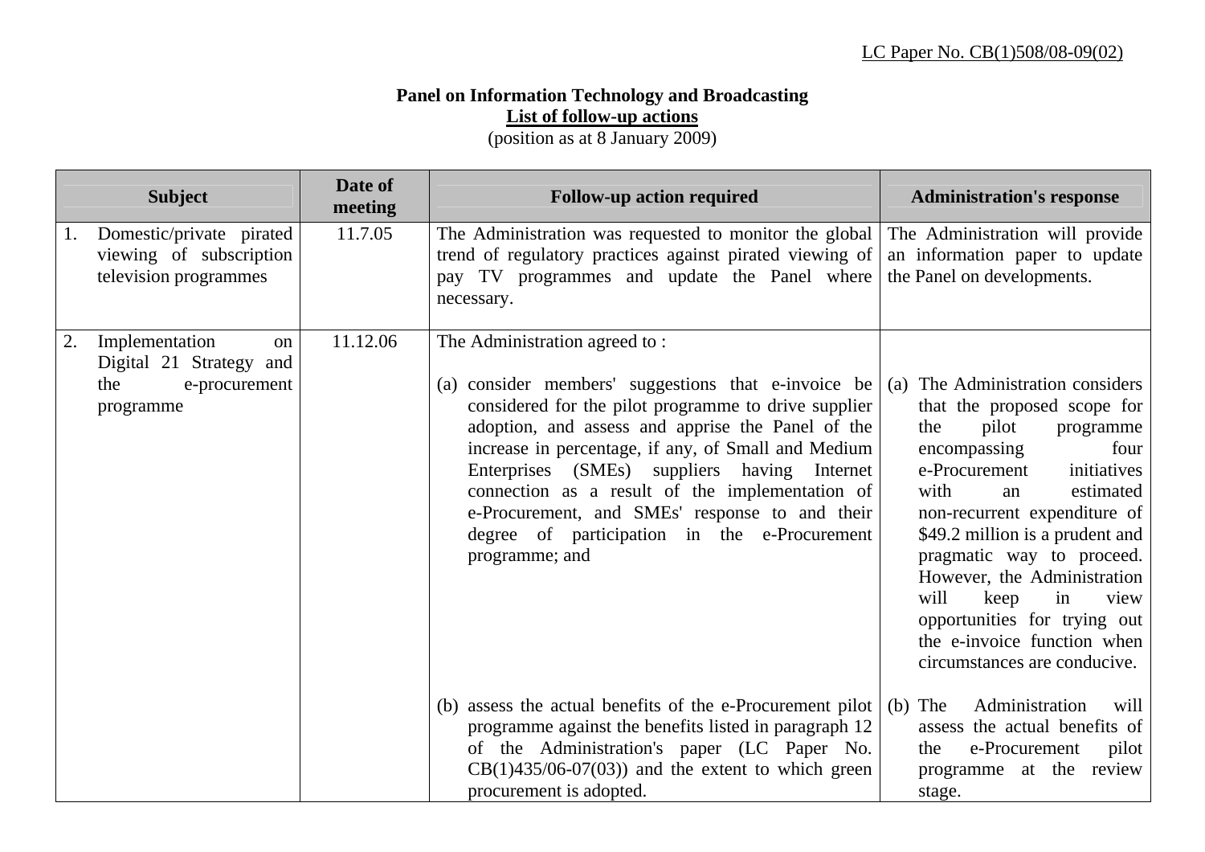LC Paper No. CB(1)508/08-09(02)

**Panel on Information Technology and Broadcasting**

**List of follow-up actions**

(position as at 8 January 2009)

| Subject | Date of meeting | Follow-up action required | Administration's response |
|---|---|---|---|
| 1. Domestic/private pirated viewing of subscription television programmes | 11.7.05 | The Administration was requested to monitor the global trend of regulatory practices against pirated viewing of pay TV programmes and update the Panel where necessary. | The Administration will provide an information paper to update the Panel on developments. |
| 2. Implementation on Digital 21 Strategy and the e-procurement programme | 11.12.06 | The Administration agreed to : | |
| | | (a) consider members' suggestions that e-invoice be considered for the pilot programme to drive supplier adoption, and assess and apprise the Panel of the increase in percentage, if any, of Small and Medium Enterprises (SMEs) suppliers having Internet connection as a result of the implementation of e-Procurement, and SMEs' response to and their degree of participation in the e-Procurement programme; and | (a) The Administration considers that the proposed scope for the pilot programme encompassing four e-Procurement initiatives with an estimated non-recurrent expenditure of $49.2 million is a prudent and pragmatic way to proceed. However, the Administration will keep in view opportunities for trying out the e-invoice function when circumstances are conducive. |
| | | (b) assess the actual benefits of the e-Procurement pilot programme against the benefits listed in paragraph 12 of the Administration's paper (LC Paper No. CB(1)435/06-07(03)) and the extent to which green procurement is adopted. | (b) The Administration will assess the actual benefits of the e-Procurement pilot programme at the review stage. |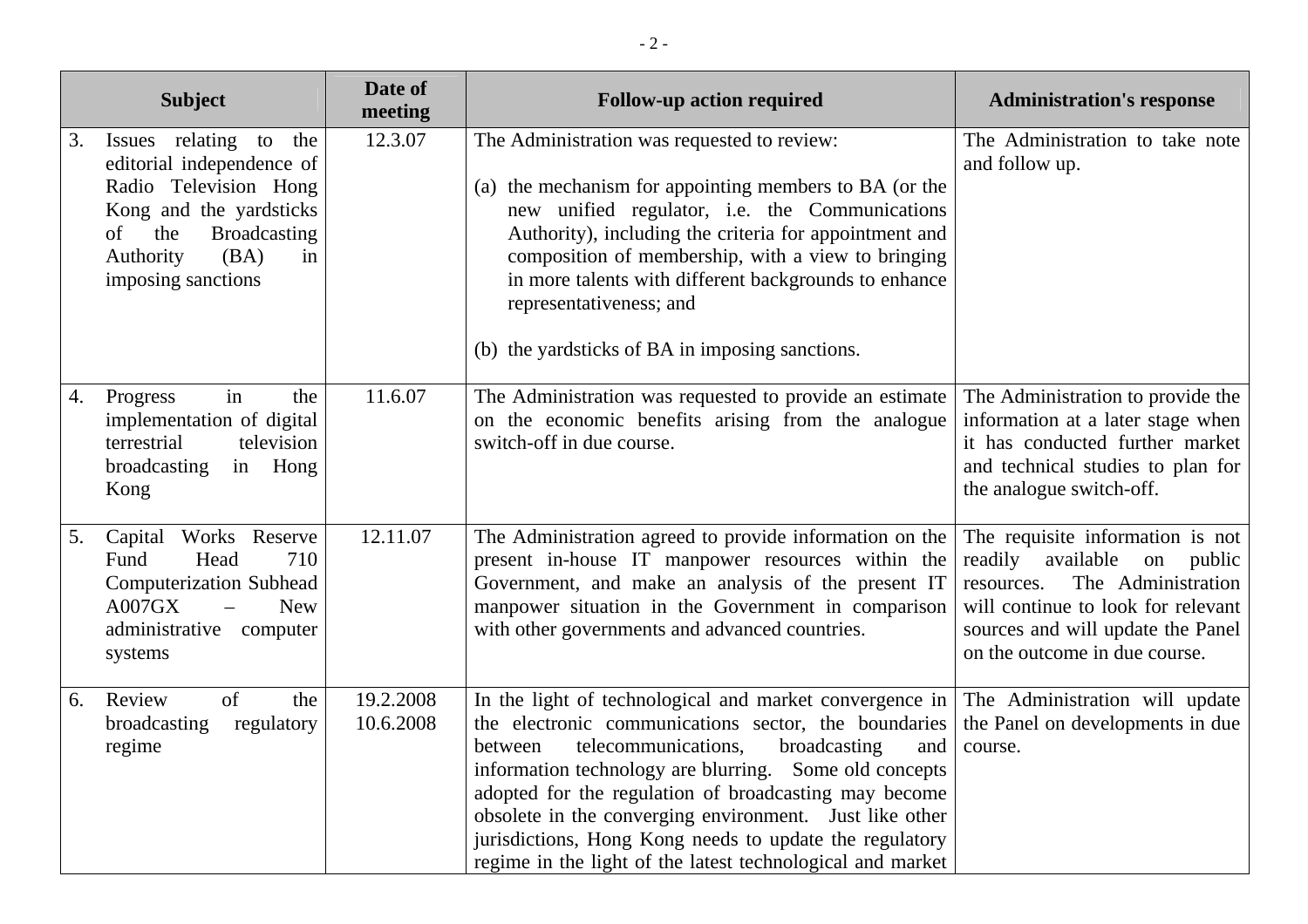| Subject | Date of meeting | Follow-up action required | Administration's response |
|---|---|---|---|
| 3. Issues relating to the editorial independence of Radio Television Hong Kong and the yardsticks of the Broadcasting Authority (BA) in imposing sanctions | 12.3.07 | The Administration was requested to review:<br><br>(a) the mechanism for appointing members to BA (or the new unified regulator, i.e. the Communications Authority), including the criteria for appointment and composition of membership, with a view to bringing in more talents with different backgrounds to enhance representativeness; and<br><br>(b) the yardsticks of BA in imposing sanctions. | The Administration to take note and follow up. |
| 4. Progress in the implementation of digital terrestrial television broadcasting in Hong Kong | 11.6.07 | The Administration was requested to provide an estimate on the economic benefits arising from the analogue switch-off in due course. | The Administration to provide the information at a later stage when it has conducted further market and technical studies to plan for the analogue switch-off. |
| 5. Capital Works Reserve Fund Head 710 Computerization Subhead A007GX – New administrative computer systems | 12.11.07 | The Administration agreed to provide information on the present in-house IT manpower resources within the Government, and make an analysis of the present IT manpower situation in the Government in comparison with other governments and advanced countries. | The requisite information is not readily available on public resources. The Administration will continue to look for relevant sources and will update the Panel on the outcome in due course. |
| 6. Review of the broadcasting regulatory regime | 19.2.2008<br>10.6.2008 | In the light of technological and market convergence in the electronic communications sector, the boundaries between telecommunications, broadcasting and information technology are blurring. Some old concepts adopted for the regulation of broadcasting may become obsolete in the converging environment. Just like other jurisdictions, Hong Kong needs to update the regulatory regime in the light of the latest technological and market | The Administration will update the Panel on developments in due course. |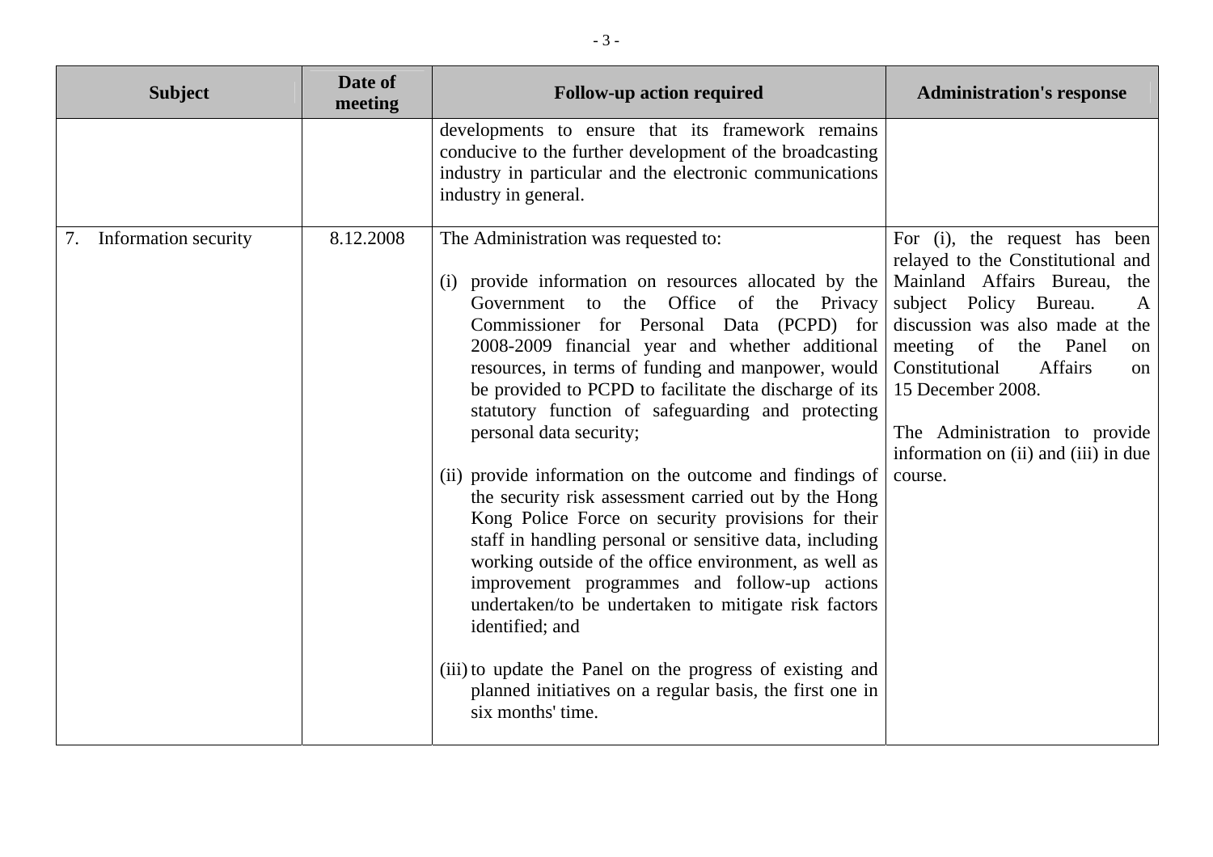| Subject | Date of meeting | Follow-up action required | Administration's response |
|---|---|---|---|
| | | developments to ensure that its framework remains conducive to the further development of the broadcasting industry in particular and the electronic communications industry in general. | |
| 7. Information security | 8.12.2008 | The Administration was requested to:<br><br>(i) provide information on resources allocated by the Government to the Office of the Privacy Commissioner for Personal Data (PCPD) for 2008-2009 financial year and whether additional resources, in terms of funding and manpower, would be provided to PCPD to facilitate the discharge of its statutory function of safeguarding and protecting personal data security;<br><br>(ii) provide information on the outcome and findings of the security risk assessment carried out by the Hong Kong Police Force on security provisions for their staff in handling personal or sensitive data, including working outside of the office environment, as well as improvement programmes and follow-up actions undertaken/to be undertaken to mitigate risk factors identified; and<br><br>(iii) to update the Panel on the progress of existing and planned initiatives on a regular basis, the first one in six months' time. | For (i), the request has been relayed to the Constitutional and Mainland Affairs Bureau, the subject Policy Bureau. A discussion was also made at the meeting of the Panel on Constitutional Affairs on 15 December 2008.<br><br>The Administration to provide information on (ii) and (iii) in due course. |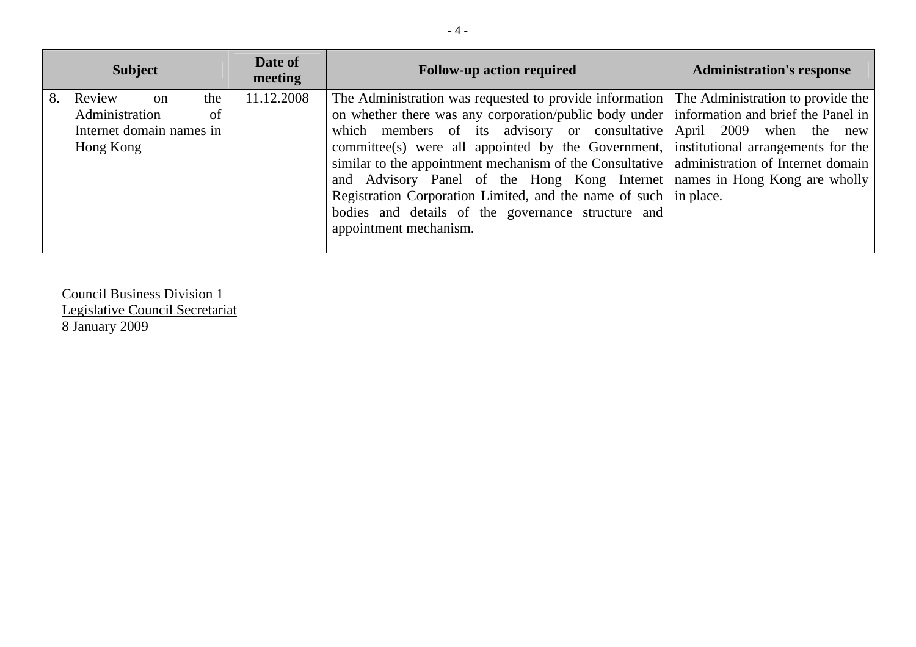| Subject | Date of meeting | Follow-up action required | Administration's response |
|---|---|---|---|
| 8. Review on the Administration of Internet domain names in Hong Kong | 11.12.2008 | The Administration was requested to provide information on whether there was any corporation/public body under which members of its advisory or consultative committee(s) were all appointed by the Government, similar to the appointment mechanism of the Consultative and Advisory Panel of the Hong Kong Internet Registration Corporation Limited, and the name of such bodies and details of the governance structure and appointment mechanism. | The Administration to provide the information and brief the Panel in April 2009 when the new institutional arrangements for the administration of Internet domain names in Hong Kong are wholly in place. |

Council Business Division 1
Legislative Council Secretariat
8 January 2009